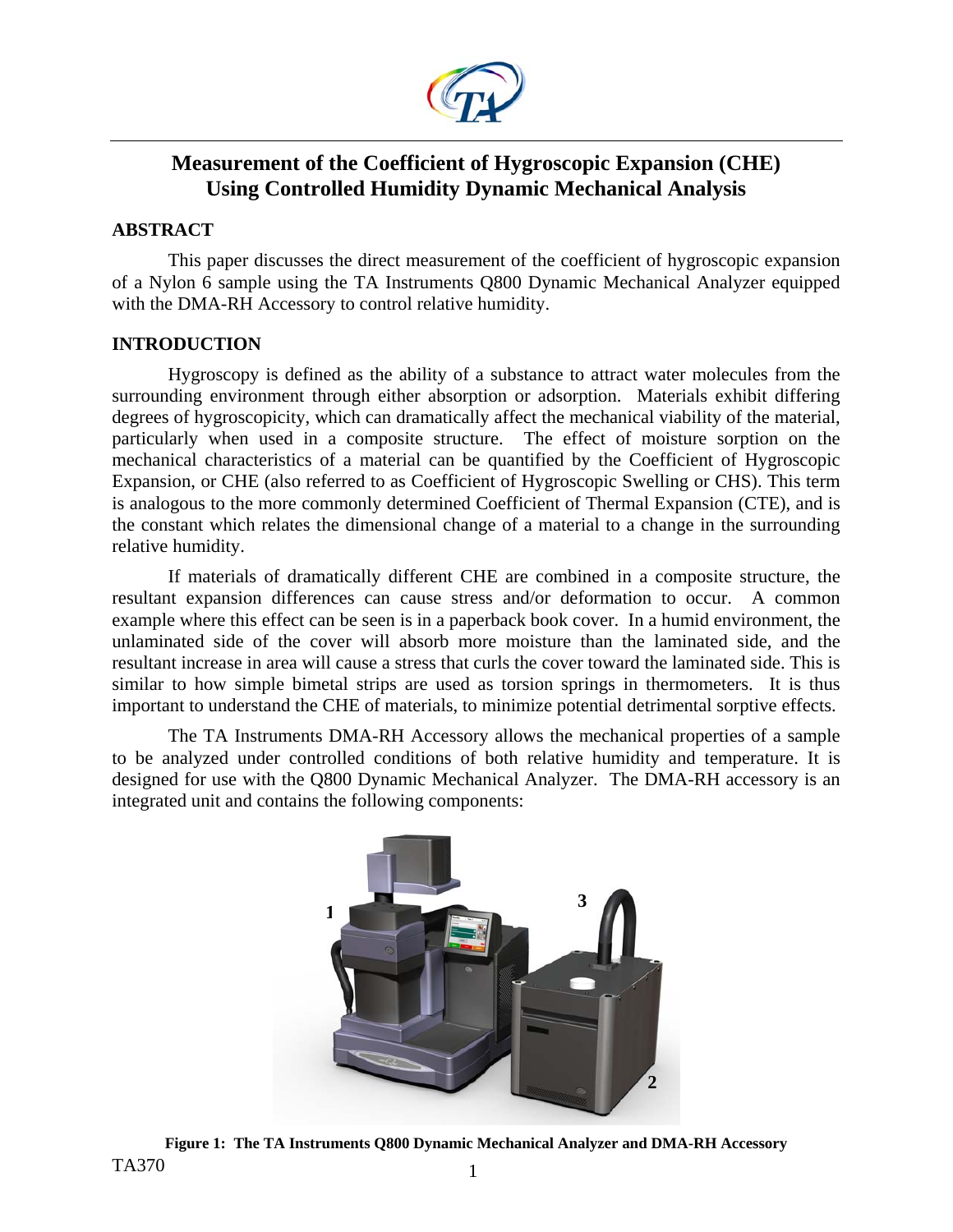# Measurement of the Coefficient of Hygroscopic Expansion (CHE) Using Controlled Humidity Dynamic Mechanical Analysis

## ABSTRACT

This paper discusses the direct measurement of the coefficient of hygroscopic expansion of a Nylon 6 sample using the TA Instruments Q800 Dynamic Mechanical Analyzer equipped with the DMA-RH Accessory to control relative humidity.

## INTRODUCTION

Hygroscopy is defined as the ability of a substance to attract water molecules from the surrounding environment through either absorption or adsorption. Materials exhibit differing degrees of hygroscopicity, which can dramatically affect the mechanical viability of the material, particularly when used in a composite structure. The effect of moisture sorption on the mechanical characteristics of a material can be quantified by the Coefficient of Hygroscopic Expansion, or CHE (also referred to as Coefficient of Hygroscopic Swelling or CHS). This term is analogous to the more commonly determined Coefficient of Thermal Expansion (CTE), and is the constant which relates the dimensional change of a material to a change in the surrounding relative humidity.

If materials of dramatically different CHE are combined in a composite structure, the resultant expansion differences can cause stress and/or deformation to occur. A common example where this effect can be seen is in a paperback book cover. In a humid environment, the unlaminated side of the cover will absorb more moisture than the laminated side, and the resultant increase in area will cause a stress that curls the cover toward the laminated side. This is similar to how simple bimetal strips are used as torsion springs in thermometers. It is thus important to understand the CHE of materials, to minimize potential detrimental sorptive effects.

The TA Instruments DMA-RH Accessory allows the mechanical properties of a sample to be analyzed under controlled conditions of both relative humidity and temperature. It is designed for use with the Q800 Dynamic Mechanical Analyzer. The DMA-RH accessory is an integrated unit and contains the following components:

**Figure 1: The TA Instruments Q800 Dynamic Mechanical Analyzer and DMA-RH Accessory**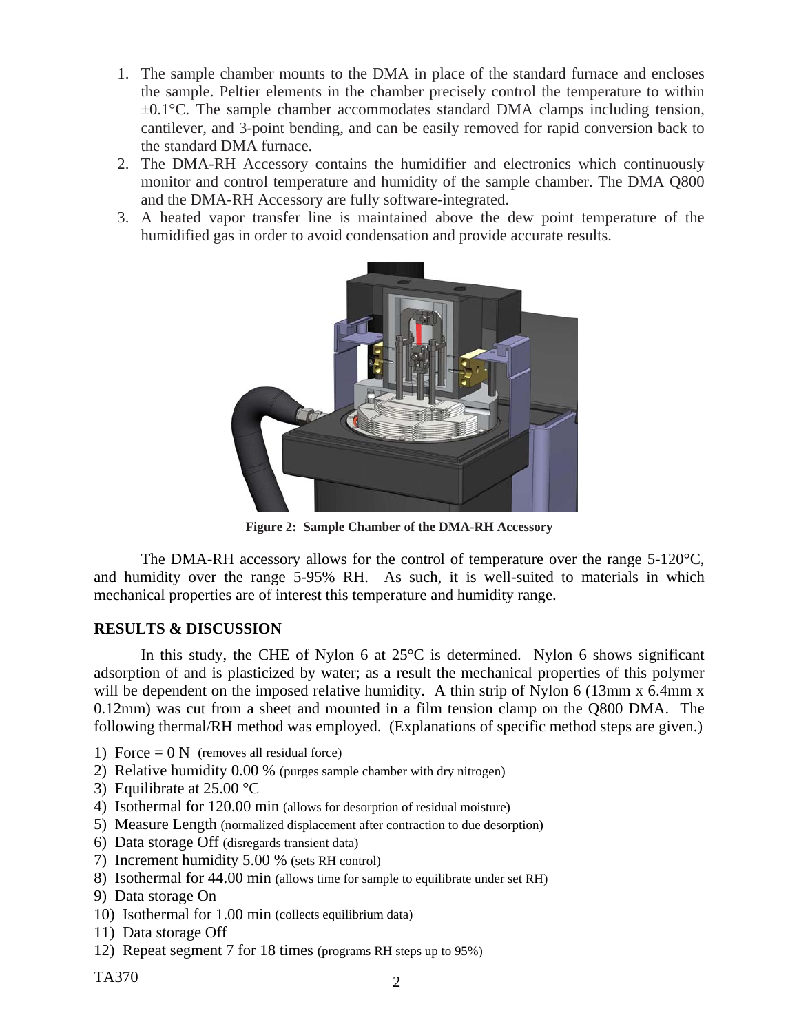1. The sample chamber mounts to the DMA in place of the standard furnace and encloses the sample. Peltier elements in the chamber precisely control the temperature to within ±0.1°C. The sample chamber accommodates standard DMA clamps including tension, cantilever, and 3-point bending, and can be easily removed for rapid conversion back to the standard DMA furnace.
2. The DMA-RH Accessory contains the humidifier and electronics which continuously monitor and control temperature and humidity of the sample chamber. The DMA Q800 and the DMA-RH Accessory are fully software-integrated.
3. A heated vapor transfer line is maintained above the dew point temperature of the humidified gas in order to avoid condensation and provide accurate results.

**Figure 2: Sample Chamber of the DMA-RH Accessory**

The DMA-RH accessory allows for the control of temperature over the range 5-120°C, and humidity over the range 5-95% RH. As such, it is well-suited to materials in which mechanical properties are of interest this temperature and humidity range.

## RESULTS & DISCUSSION

In this study, the CHE of Nylon 6 at 25°C is determined. Nylon 6 shows significant adsorption of and is plasticized by water; as a result the mechanical properties of this polymer will be dependent on the imposed relative humidity. A thin strip of Nylon 6 (13mm x 6.4mm x 0.12mm) was cut from a sheet and mounted in a film tension clamp on the Q800 DMA. The following thermal/RH method was employed. (Explanations of specific method steps are given.)

1) Force = 0 N (removes all residual force)
2) Relative humidity 0.00 % (purges sample chamber with dry nitrogen)
3) Equilibrate at 25.00 °C
4) Isothermal for 120.00 min (allows for desorption of residual moisture)
5) Measure Length (normalized displacement after contraction to due desorption)
6) Data storage Off (disregards transient data)
7) Increment humidity 5.00 % (sets RH control)
8) Isothermal for 44.00 min (allows time for sample to equilibrate under set RH)
9) Data storage On
10) Isothermal for 1.00 min (collects equilibrium data)
11) Data storage Off
12) Repeat segment 7 for 18 times (programs RH steps up to 95%)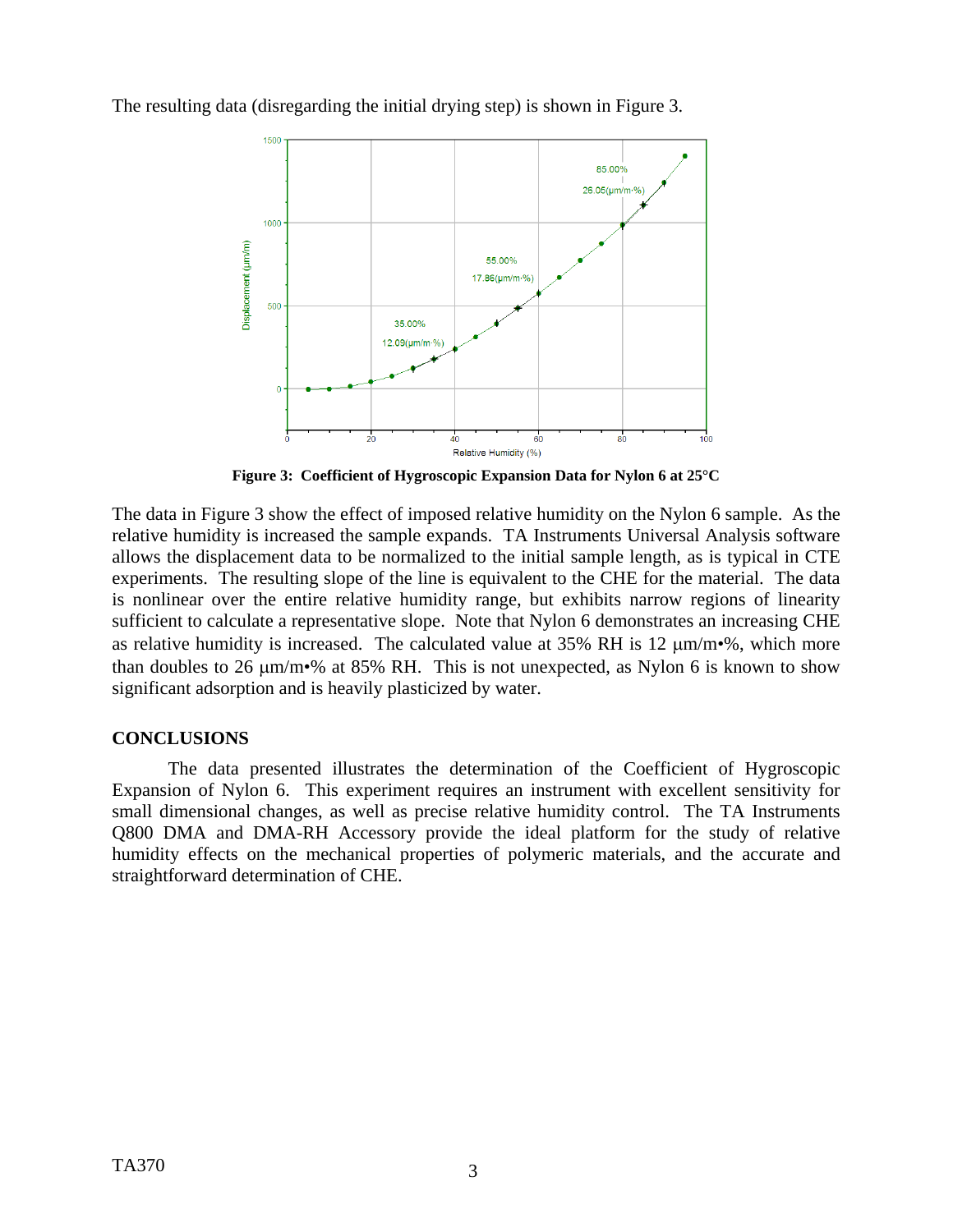The resulting data (disregarding the initial drying step) is shown in Figure 3.

**Figure 3: Coefficient of Hygroscopic Expansion Data for Nylon 6 at 25°C**

The data in Figure 3 show the effect of imposed relative humidity on the Nylon 6 sample. As the relative humidity is increased the sample expands. TA Instruments Universal Analysis software allows the displacement data to be normalized to the initial sample length, as is typical in CTE experiments. The resulting slope of the line is equivalent to the CHE for the material. The data is nonlinear over the entire relative humidity range, but exhibits narrow regions of linearity sufficient to calculate a representative slope. Note that Nylon 6 demonstrates an increasing CHE as relative humidity is increased. The calculated value at 35% RH is 12 μm/m•%, which more than doubles to 26 μm/m•% at 85% RH. This is not unexpected, as Nylon 6 is known to show significant adsorption and is heavily plasticized by water.

## CONCLUSIONS

The data presented illustrates the determination of the Coefficient of Hygroscopic Expansion of Nylon 6. This experiment requires an instrument with excellent sensitivity for small dimensional changes, as well as precise relative humidity control. The TA Instruments Q800 DMA and DMA-RH Accessory provide the ideal platform for the study of relative humidity effects on the mechanical properties of polymeric materials, and the accurate and straightforward determination of CHE.

TA370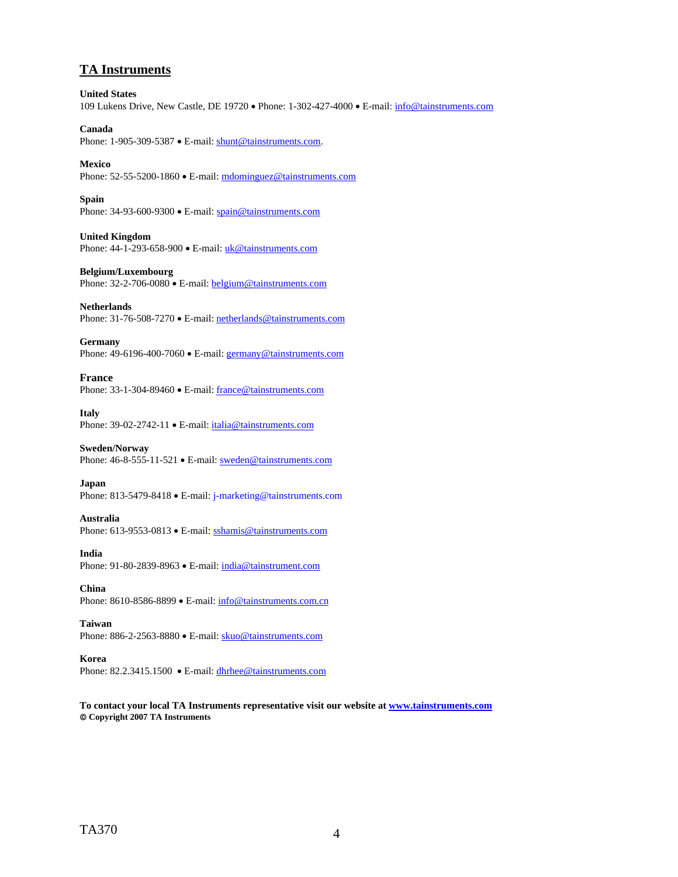## TA Instruments

**United States**
109 Lukens Drive, New Castle, DE 19720 • Phone: 1-302-427-4000 • E-mail: info@tainstruments.com

**Canada**
Phone: 1-905-309-5387 • E-mail: shunt@tainstruments.com.

**Mexico**
Phone: 52-55-5200-1860 • E-mail: mdominguez@tainstruments.com

**Spain**
Phone: 34-93-600-9300 • E-mail: spain@tainstruments.com

**United Kingdom**
Phone: 44-1-293-658-900 • E-mail: uk@tainstruments.com

**Belgium/Luxembourg**
Phone: 32-2-706-0080 • E-mail: belgium@tainstruments.com

**Netherlands**
Phone: 31-76-508-7270 • E-mail: netherlands@tainstruments.com

**Germany**
Phone: 49-6196-400-7060 • E-mail: germany@tainstruments.com

**France**
Phone: 33-1-304-89460 • E-mail: france@tainstruments.com

**Italy**
Phone: 39-02-2742-11 • E-mail: italia@tainstruments.com

**Sweden/Norway**
Phone: 46-8-555-11-521 • E-mail: sweden@tainstruments.com

**Japan**
Phone: 813-5479-8418 • E-mail: j-marketing@tainstruments.com

**Australia**
Phone: 613-9553-0813 • E-mail: sshamis@tainstruments.com

**India**
Phone: 91-80-2839-8963 • E-mail: india@tainstrument.com

**China**
Phone: 8610-8586-8899 • E-mail: info@tainstruments.com.cn

**Taiwan**
Phone: 886-2-2563-8880 • E-mail: skuo@tainstruments.com

**Korea**
Phone: 82.2.3415.1500 • E-mail: dhrhee@tainstruments.com

**To contact your local TA Instruments representative visit our website at www.tainstruments.com**
**© Copyright 2007 TA Instruments**

TA370